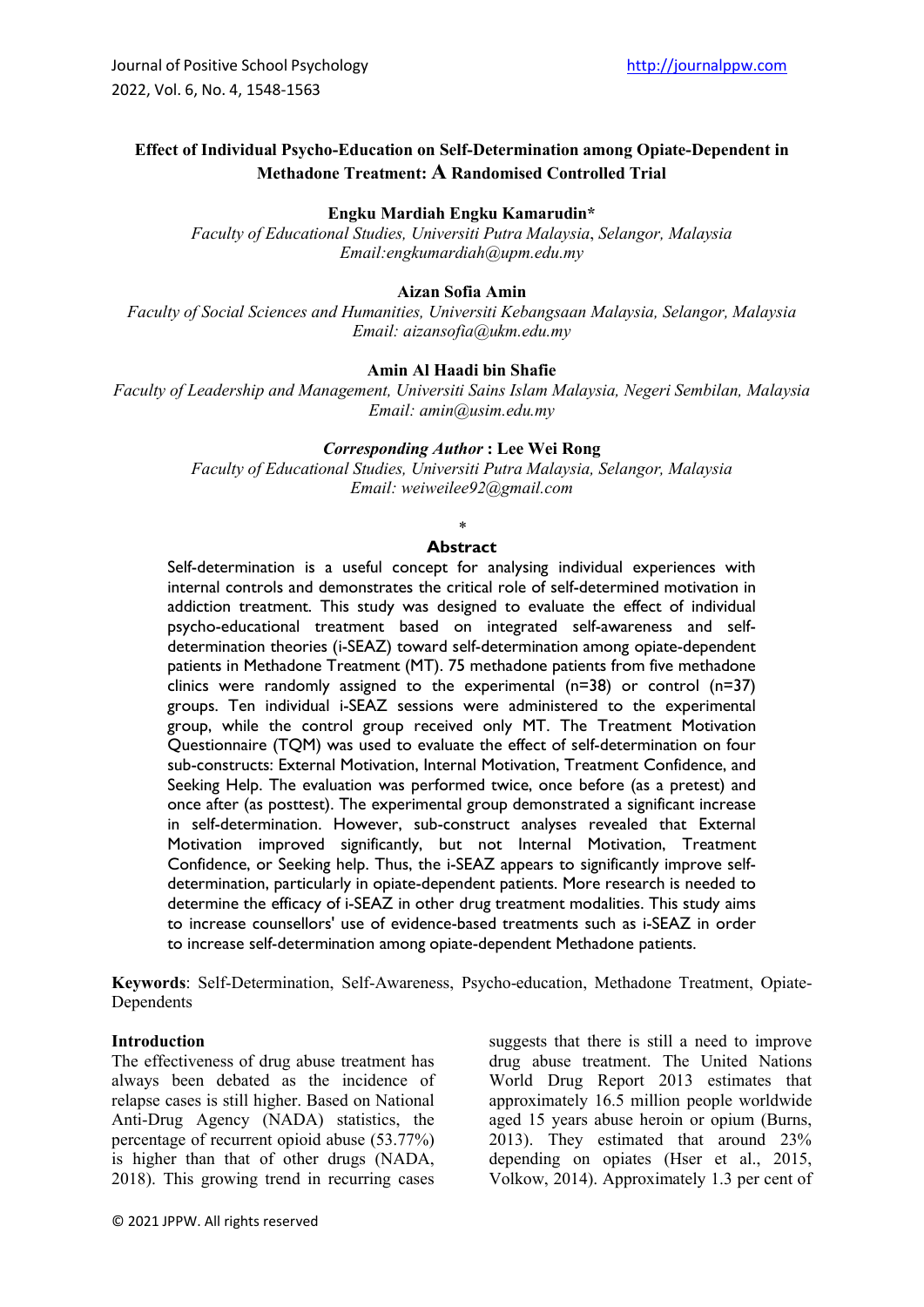# Effect of Individual Psycho-Education on Self-Determination among Opiate-Dependent in Methadone Treatment: A Randomised Controlled Trial

**Engku Mardiah Engku Kamarudin***
*Faculty of Educational Studies, Universiti Putra Malaysia, Selangor, Malaysia*
*Email:engkumardiah@upm.edu.my*

**Aizan Sofia Amin**
*Faculty of Social Sciences and Humanities, Universiti Kebangsaan Malaysia, Selangor, Malaysia*
*Email: aizansofia@ukm.edu.my*

**Amin Al Haadi bin Shafie**
*Faculty of Leadership and Management, Universiti Sains Islam Malaysia, Negeri Sembilan, Malaysia*
*Email: amin@usim.edu.my*

***Corresponding Author* : Lee Wei Rong**
*Faculty of Educational Studies, Universiti Putra Malaysia, Selangor, Malaysia*
*Email: weiweilee92@gmail.com*

*

## Abstract

Self-determination is a useful concept for analysing individual experiences with internal controls and demonstrates the critical role of self-determined motivation in addiction treatment. This study was designed to evaluate the effect of individual psycho-educational treatment based on integrated self-awareness and self-determination theories (i-SEAZ) toward self-determination among opiate-dependent patients in Methadone Treatment (MT). 75 methadone patients from five methadone clinics were randomly assigned to the experimental (n=38) or control (n=37) groups. Ten individual i-SEAZ sessions were administered to the experimental group, while the control group received only MT. The Treatment Motivation Questionnaire (TQM) was used to evaluate the effect of self-determination on four sub-constructs: External Motivation, Internal Motivation, Treatment Confidence, and Seeking Help. The evaluation was performed twice, once before (as a pretest) and once after (as posttest). The experimental group demonstrated a significant increase in self-determination. However, sub-construct analyses revealed that External Motivation improved significantly, but not Internal Motivation, Treatment Confidence, or Seeking help. Thus, the i-SEAZ appears to significantly improve self-determination, particularly in opiate-dependent patients. More research is needed to determine the efficacy of i-SEAZ in other drug treatment modalities. This study aims to increase counsellors' use of evidence-based treatments such as i-SEAZ in order to increase self-determination among opiate-dependent Methadone patients.

**Keywords**: Self-Determination, Self-Awareness, Psycho-education, Methadone Treatment, Opiate-Dependents

## Introduction

The effectiveness of drug abuse treatment has always been debated as the incidence of relapse cases is still higher. Based on National Anti-Drug Agency (NADA) statistics, the percentage of recurrent opioid abuse (53.77%) is higher than that of other drugs (NADA, 2018). This growing trend in recurring cases suggests that there is still a need to improve drug abuse treatment. The United Nations World Drug Report 2013 estimates that approximately 16.5 million people worldwide aged 15 years abuse heroin or opium (Burns, 2013). They estimated that around 23% depending on opiates (Hser et al., 2015, Volkow, 2014). Approximately 1.3 per cent of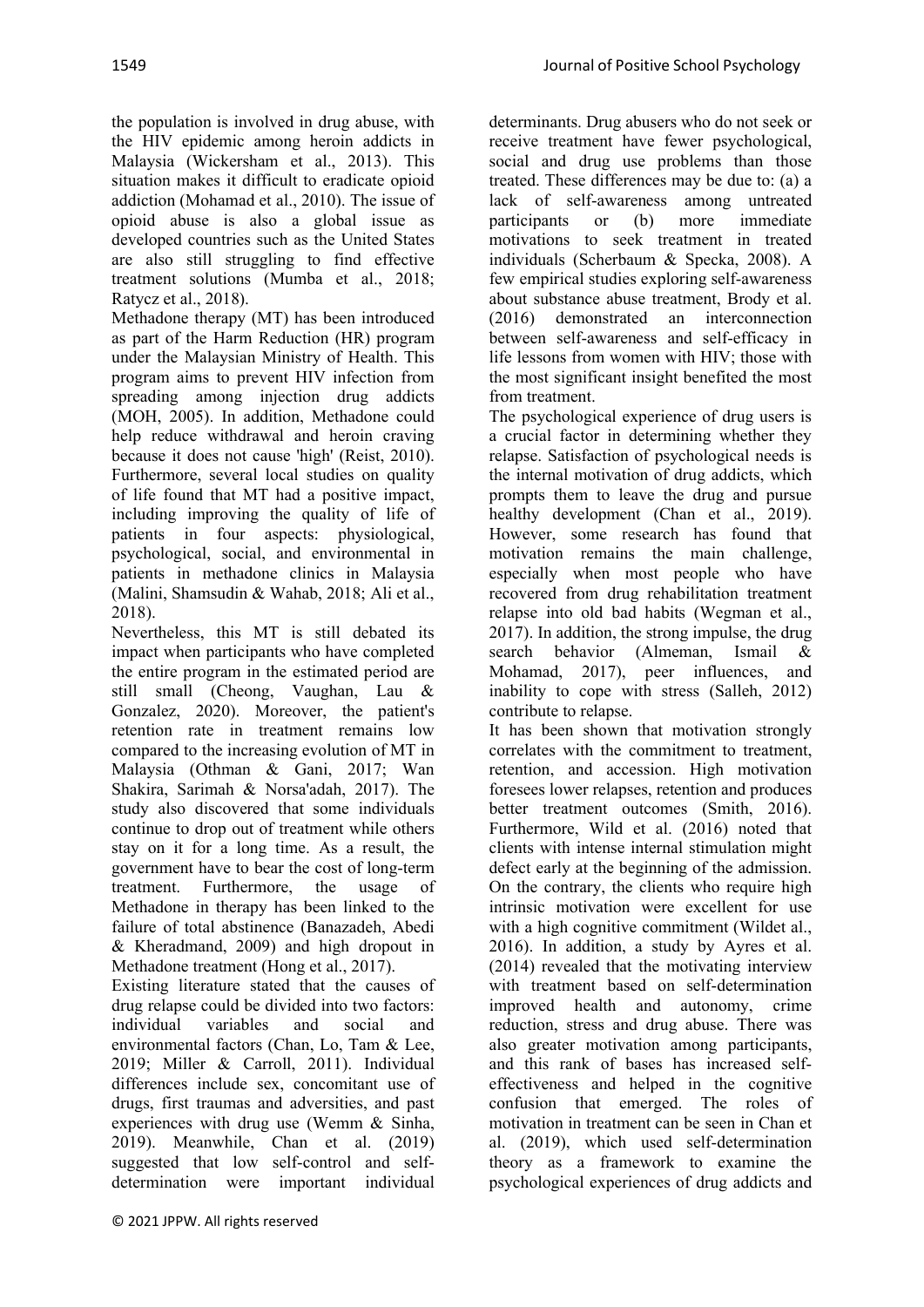the population is involved in drug abuse, with the HIV epidemic among heroin addicts in Malaysia (Wickersham et al., 2013). This situation makes it difficult to eradicate opioid addiction (Mohamad et al., 2010). The issue of opioid abuse is also a global issue as developed countries such as the United States are also still struggling to find effective treatment solutions (Mumba et al., 2018; Ratycz et al., 2018).

Methadone therapy (MT) has been introduced as part of the Harm Reduction (HR) program under the Malaysian Ministry of Health. This program aims to prevent HIV infection from spreading among injection drug addicts (MOH, 2005). In addition, Methadone could help reduce withdrawal and heroin craving because it does not cause 'high' (Reist, 2010). Furthermore, several local studies on quality of life found that MT had a positive impact, including improving the quality of life of patients in four aspects: physiological, psychological, social, and environmental in patients in methadone clinics in Malaysia (Malini, Shamsudin & Wahab, 2018; Ali et al., 2018).

Nevertheless, this MT is still debated its impact when participants who have completed the entire program in the estimated period are still small (Cheong, Vaughan, Lau & Gonzalez, 2020). Moreover, the patient's retention rate in treatment remains low compared to the increasing evolution of MT in Malaysia (Othman & Gani, 2017; Wan Shakira, Sarimah & Norsa'adah, 2017). The study also discovered that some individuals continue to drop out of treatment while others stay on it for a long time. As a result, the government have to bear the cost of long-term treatment. Furthermore, the usage of Methadone in therapy has been linked to the failure of total abstinence (Banazadeh, Abedi & Kheradmand, 2009) and high dropout in Methadone treatment (Hong et al., 2017).

Existing literature stated that the causes of drug relapse could be divided into two factors: individual variables and social and environmental factors (Chan, Lo, Tam & Lee, 2019; Miller & Carroll, 2011). Individual differences include sex, concomitant use of drugs, first traumas and adversities, and past experiences with drug use (Wemm & Sinha, 2019). Meanwhile, Chan et al. (2019) suggested that low self-control and self-determination were important individual determinants. Drug abusers who do not seek or receive treatment have fewer psychological, social and drug use problems than those treated. These differences may be due to: (a) a lack of self-awareness among untreated participants or (b) more immediate motivations to seek treatment in treated individuals (Scherbaum & Specka, 2008). A few empirical studies exploring self-awareness about substance abuse treatment, Brody et al. (2016) demonstrated an interconnection between self-awareness and self-efficacy in life lessons from women with HIV; those with the most significant insight benefited the most from treatment.

The psychological experience of drug users is a crucial factor in determining whether they relapse. Satisfaction of psychological needs is the internal motivation of drug addicts, which prompts them to leave the drug and pursue healthy development (Chan et al., 2019). However, some research has found that motivation remains the main challenge, especially when most people who have recovered from drug rehabilitation treatment relapse into old bad habits (Wegman et al., 2017). In addition, the strong impulse, the drug search behavior (Almeman, Ismail & Mohamad, 2017), peer influences, and inability to cope with stress (Salleh, 2012) contribute to relapse.

It has been shown that motivation strongly correlates with the commitment to treatment, retention, and accession. High motivation foresees lower relapses, retention and produces better treatment outcomes (Smith, 2016). Furthermore, Wild et al. (2016) noted that clients with intense internal stimulation might defect early at the beginning of the admission. On the contrary, the clients who require high intrinsic motivation were excellent for use with a high cognitive commitment (Wildet al., 2016). In addition, a study by Ayres et al. (2014) revealed that the motivating interview with treatment based on self-determination improved health and autonomy, crime reduction, stress and drug abuse. There was also greater motivation among participants, and this rank of bases has increased self-effectiveness and helped in the cognitive confusion that emerged. The roles of motivation in treatment can be seen in Chan et al. (2019), which used self-determination theory as a framework to examine the psychological experiences of drug addicts and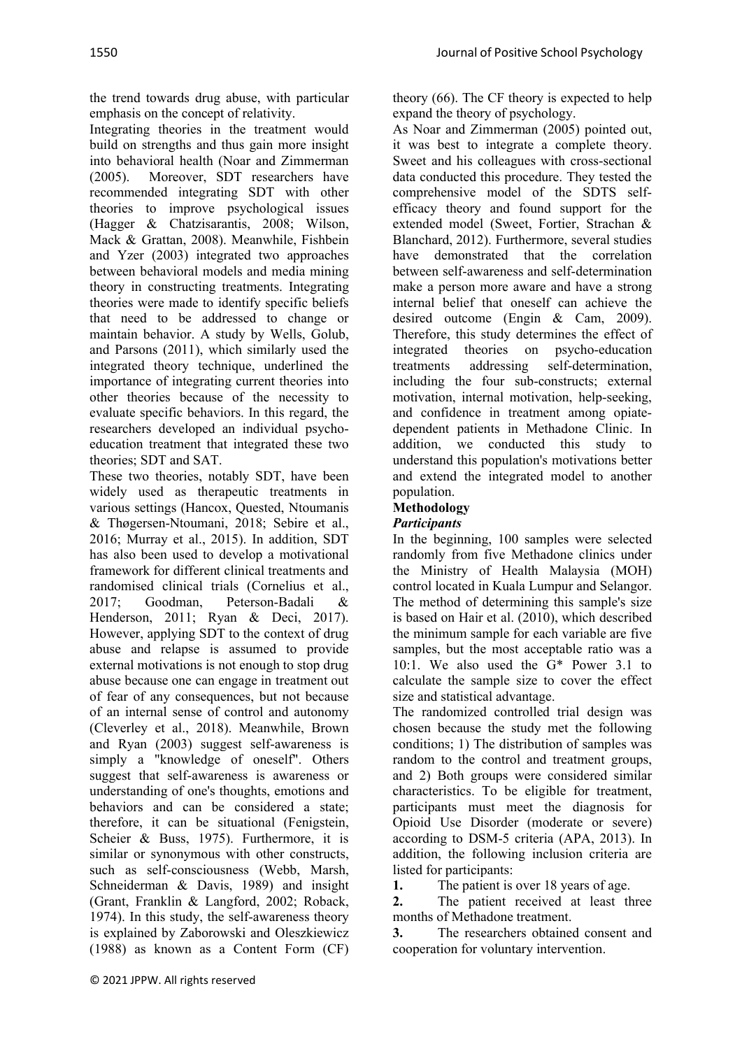the trend towards drug abuse, with particular emphasis on the concept of relativity.

Integrating theories in the treatment would build on strengths and thus gain more insight into behavioral health (Noar and Zimmerman (2005). Moreover, SDT researchers have recommended integrating SDT with other theories to improve psychological issues (Hagger & Chatzisarantis, 2008; Wilson, Mack & Grattan, 2008). Meanwhile, Fishbein and Yzer (2003) integrated two approaches between behavioral models and media mining theory in constructing treatments. Integrating theories were made to identify specific beliefs that need to be addressed to change or maintain behavior. A study by Wells, Golub, and Parsons (2011), which similarly used the integrated theory technique, underlined the importance of integrating current theories into other theories because of the necessity to evaluate specific behaviors. In this regard, the researchers developed an individual psycho-education treatment that integrated these two theories; SDT and SAT.

These two theories, notably SDT, have been widely used as therapeutic treatments in various settings (Hancox, Quested, Ntoumanis & Thøgersen-Ntoumani, 2018; Sebire et al., 2016; Murray et al., 2015). In addition, SDT has also been used to develop a motivational framework for different clinical treatments and randomised clinical trials (Cornelius et al., 2017; Goodman, Peterson-Badali & Henderson, 2011; Ryan & Deci, 2017). However, applying SDT to the context of drug abuse and relapse is assumed to provide external motivations is not enough to stop drug abuse because one can engage in treatment out of fear of any consequences, but not because of an internal sense of control and autonomy (Cleverley et al., 2018). Meanwhile, Brown and Ryan (2003) suggest self-awareness is simply a "knowledge of oneself". Others suggest that self-awareness is awareness or understanding of one's thoughts, emotions and behaviors and can be considered a state; therefore, it can be situational (Fenigstein, Scheier & Buss, 1975). Furthermore, it is similar or synonymous with other constructs, such as self-consciousness (Webb, Marsh, Schneiderman & Davis, 1989) and insight (Grant, Franklin & Langford, 2002; Roback, 1974). In this study, the self-awareness theory is explained by Zaborowski and Oleszkiewicz (1988) as known as a Content Form (CF) theory (66). The CF theory is expected to help expand the theory of psychology.

As Noar and Zimmerman (2005) pointed out, it was best to integrate a complete theory. Sweet and his colleagues with cross-sectional data conducted this procedure. They tested the comprehensive model of the SDTS self-efficacy theory and found support for the extended model (Sweet, Fortier, Strachan & Blanchard, 2012). Furthermore, several studies have demonstrated that the correlation between self-awareness and self-determination make a person more aware and have a strong internal belief that oneself can achieve the desired outcome (Engin & Cam, 2009). Therefore, this study determines the effect of integrated theories on psycho-education treatments addressing self-determination, including the four sub-constructs; external motivation, internal motivation, help-seeking, and confidence in treatment among opiate-dependent patients in Methadone Clinic. In addition, we conducted this study to understand this population's motivations better and extend the integrated model to another population.

## Methodology

### *Participants*

In the beginning, 100 samples were selected randomly from five Methadone clinics under the Ministry of Health Malaysia (MOH) control located in Kuala Lumpur and Selangor. The method of determining this sample's size is based on Hair et al. (2010), which described the minimum sample for each variable are five samples, but the most acceptable ratio was a 10:1. We also used the G* Power 3.1 to calculate the sample size to cover the effect size and statistical advantage.

The randomized controlled trial design was chosen because the study met the following conditions; 1) The distribution of samples was random to the control and treatment groups, and 2) Both groups were considered similar characteristics. To be eligible for treatment, participants must meet the diagnosis for Opioid Use Disorder (moderate or severe) according to DSM-5 criteria (APA, 2013). In addition, the following inclusion criteria are listed for participants:

1. The patient is over 18 years of age.
2. The patient received at least three months of Methadone treatment.
3. The researchers obtained consent and cooperation for voluntary intervention.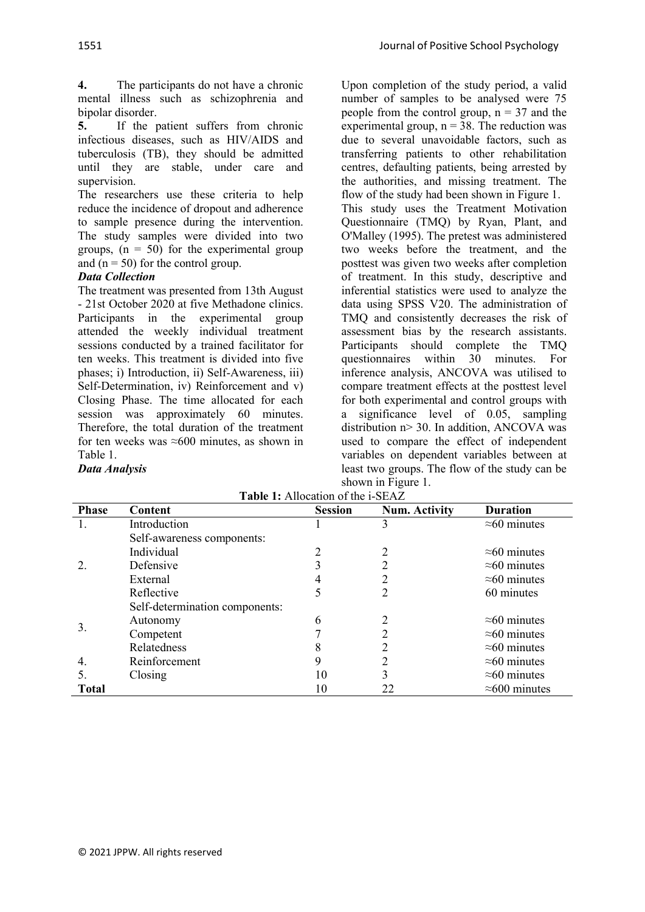**4.** The participants do not have a chronic mental illness such as schizophrenia and bipolar disorder.

**5.** If the patient suffers from chronic infectious diseases, such as HIV/AIDS and tuberculosis (TB), they should be admitted until they are stable, under care and supervision.

The researchers use these criteria to help reduce the incidence of dropout and adherence to sample presence during the intervention. The study samples were divided into two groups, ($n = 50$) for the experimental group and ($n = 50$) for the control group.

***Data Collection***

The treatment was presented from 13th August - 21st October 2020 at five Methadone clinics. Participants in the experimental group attended the weekly individual treatment sessions conducted by a trained facilitator for ten weeks. This treatment is divided into five phases; i) Introduction, ii) Self-Awareness, iii) Self-Determination, iv) Reinforcement and v) Closing Phase. The time allocated for each session was approximately 60 minutes. Therefore, the total duration of the treatment for ten weeks was ≈600 minutes, as shown in Table 1.

***Data Analysis***

Upon completion of the study period, a valid number of samples to be analysed were 75 people from the control group, $n = 37$ and the experimental group, $n = 38$. The reduction was due to several unavoidable factors, such as transferring patients to other rehabilitation centres, defaulting patients, being arrested by the authorities, and missing treatment. The flow of the study had been shown in Figure 1.

This study uses the Treatment Motivation Questionnaire (TMQ) by Ryan, Plant, and O'Malley (1995). The pretest was administered two weeks before the treatment, and the posttest was given two weeks after completion of treatment. In this study, descriptive and inferential statistics were used to analyze the data using SPSS V20. The administration of TMQ and consistently decreases the risk of assessment bias by the research assistants. Participants should complete the TMQ questionnaires within 30 minutes. For inference analysis, ANCOVA was utilised to compare treatment effects at the posttest level for both experimental and control groups with a significance level of 0.05, sampling distribution $n > 30$. In addition, ANCOVA was used to compare the effect of independent variables on dependent variables between at least two groups. The flow of the study can be shown in Figure 1.

**Table 1:** Allocation of the i-SEAZ

| Phase | Content | Session | Num. Activity | Duration |
|---|---|---|---|---|
| 1. | Introduction | 1 | 3 | ≈60 minutes |
| | Self-awareness components: | | | |
| 2. | Individual | 2 | 2 | ≈60 minutes |
| | Defensive | 3 | 2 | ≈60 minutes |
| | External | 4 | 2 | ≈60 minutes |
| | Reflective | 5 | 2 | 60 minutes |
| | Self-determination components: | | | |
| 3. | Autonomy | 6 | 2 | ≈60 minutes |
| | Competent | 7 | 2 | ≈60 minutes |
| | Relatedness | 8 | 2 | ≈60 minutes |
| 4. | Reinforcement | 9 | 2 | ≈60 minutes |
| 5. | Closing | 10 | 3 | ≈60 minutes |
| **Total** | | 10 | 22 | ≈600 minutes |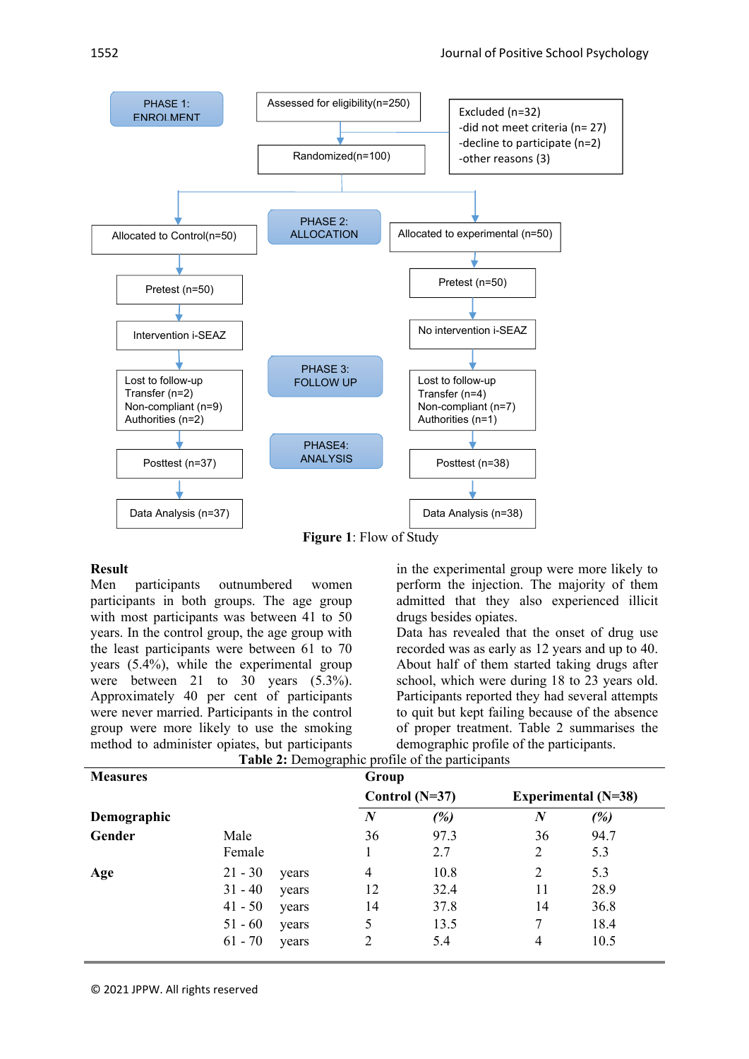PHASE 1: ENROLMENT

Assessed for eligibility(n=250)

Excluded (n=32)
-did not meet criteria (n= 27)
-decline to participate (n=2)
-other reasons (3)

Randomized(n=100)

PHASE 2: ALLOCATION

Allocated to Control(n=50) → Pretest (n=50) → Intervention i-SEAZ → Lost to follow-up: Transfer (n=2), Non-compliant (n=9), Authorities (n=2) → Posttest (n=37) → Data Analysis (n=37)

Allocated to experimental (n=50) → Pretest (n=50) → No intervention i-SEAZ → Lost to follow-up: Transfer (n=4), Non-compliant (n=7), Authorities (n=1) → Posttest (n=38) → Data Analysis (n=38)

PHASE 3: FOLLOW UP

PHASE4: ANALYSIS

**Figure 1**: Flow of Study

**Result**

Men participants outnumbered women participants in both groups. The age group with most participants was between 41 to 50 years. In the control group, the age group with the least participants were between 61 to 70 years (5.4%), while the experimental group were between 21 to 30 years (5.3%). Approximately 40 per cent of participants were never married. Participants in the control group were more likely to use the smoking method to administer opiates, but participants in the experimental group were more likely to perform the injection. The majority of them admitted that they also experienced illicit drugs besides opiates.

Data has revealed that the onset of drug use recorded was as early as 12 years and up to 40. About half of them started taking drugs after school, which were during 18 to 23 years old. Participants reported they had several attempts to quit but kept failing because of the absence of proper treatment. Table 2 summarises the demographic profile of the participants.

**Table 2:** Demographic profile of the participants

| **Measures** | | **Group** | | | |
|---|---|---|---|---|---|
| | | **Control (N=37)** | | **Experimental (N=38)** | |
| **Demographic** | | ***N*** | ***(%)*** | ***N*** | ***(%)*** |
| **Gender** | Male | 36 | 97.3 | 36 | 94.7 |
| | Female | 1 | 2.7 | 2 | 5.3 |
| **Age** | 21 - 30 years | 4 | 10.8 | 2 | 5.3 |
| | 31 - 40 years | 12 | 32.4 | 11 | 28.9 |
| | 41 - 50 years | 14 | 37.8 | 14 | 36.8 |
| | 51 - 60 years | 5 | 13.5 | 7 | 18.4 |
| | 61 - 70 years | 2 | 5.4 | 4 | 10.5 |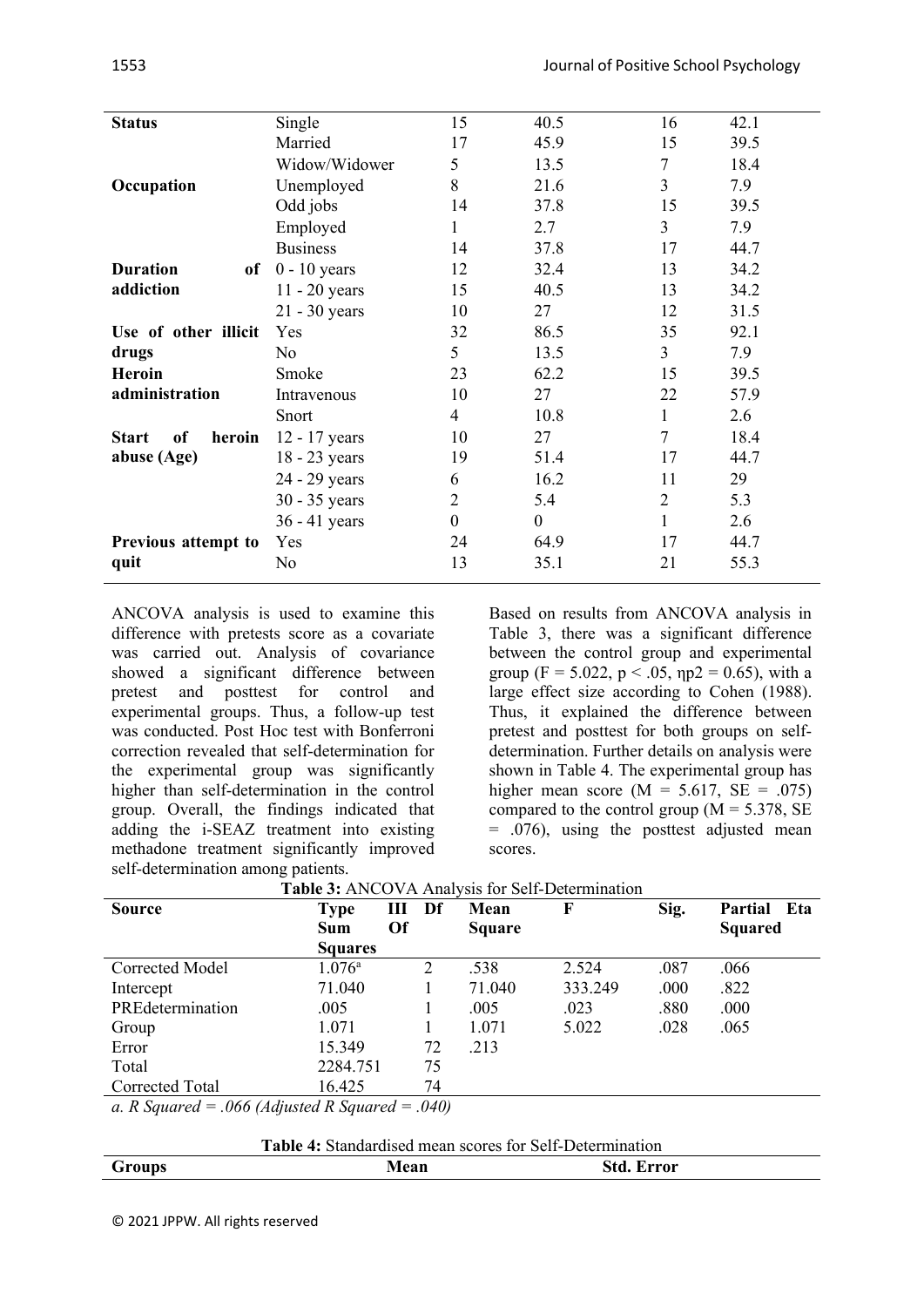| | | | | | |
|---|---|---|---|---|---|
| **Status** | Single | 15 | 40.5 | 16 | 42.1 |
| | Married | 17 | 45.9 | 15 | 39.5 |
| | Widow/Widower | 5 | 13.5 | 7 | 18.4 |
| **Occupation** | Unemployed | 8 | 21.6 | 3 | 7.9 |
| | Odd jobs | 14 | 37.8 | 15 | 39.5 |
| | Employed | 1 | 2.7 | 3 | 7.9 |
| | Business | 14 | 37.8 | 17 | 44.7 |
| **Duration of addiction** | 0 - 10 years | 12 | 32.4 | 13 | 34.2 |
| | 11 - 20 years | 15 | 40.5 | 13 | 34.2 |
| | 21 - 30 years | 10 | 27 | 12 | 31.5 |
| **Use of other illicit drugs** | Yes | 32 | 86.5 | 35 | 92.1 |
| | No | 5 | 13.5 | 3 | 7.9 |
| **Heroin administration** | Smoke | 23 | 62.2 | 15 | 39.5 |
| | Intravenous | 10 | 27 | 22 | 57.9 |
| | Snort | 4 | 10.8 | 1 | 2.6 |
| **Start of heroin abuse (Age)** | 12 - 17 years | 10 | 27 | 7 | 18.4 |
| | 18 - 23 years | 19 | 51.4 | 17 | 44.7 |
| | 24 - 29 years | 6 | 16.2 | 11 | 29 |
| | 30 - 35 years | 2 | 5.4 | 2 | 5.3 |
| | 36 - 41 years | 0 | 0 | 1 | 2.6 |
| **Previous attempt to quit** | Yes | 24 | 64.9 | 17 | 44.7 |
| | No | 13 | 35.1 | 21 | 55.3 |

ANCOVA analysis is used to examine this difference with pretests score as a covariate was carried out. Analysis of covariance showed a significant difference between pretest and posttest for control and experimental groups. Thus, a follow-up test was conducted. Post Hoc test with Bonferroni correction revealed that self-determination for the experimental group was significantly higher than self-determination in the control group. Overall, the findings indicated that adding the i-SEAZ treatment into existing methadone treatment significantly improved self-determination among patients.

Based on results from ANCOVA analysis in Table 3, there was a significant difference between the control group and experimental group ($F = 5.022$, $p < .05$, $\eta p2 = 0.65$), with a large effect size according to Cohen (1988). Thus, it explained the difference between pretest and posttest for both groups on self-determination. Further details on analysis were shown in Table 4. The experimental group has higher mean score ($M = 5.617$, $SE = .075$) compared to the control group ($M = 5.378$, $SE = .076$), using the posttest adjusted mean scores.

**Table 3:** ANCOVA Analysis for Self-Determination

| Source | Type III Sum Of Squares | Df | Mean Square | F | Sig. | Partial Eta Squared |
|---|---|---|---|---|---|---|
| Corrected Model | 1.076[a] | 2 | .538 | 2.524 | .087 | .066 |
| Intercept | 71.040 | 1 | 71.040 | 333.249 | .000 | .822 |
| PREdetermination | .005 | 1 | .005 | .023 | .880 | .000 |
| Group | 1.071 | 1 | 1.071 | 5.022 | .028 | .065 |
| Error | 15.349 | 72 | .213 | | | |
| Total | 2284.751 | 75 | | | | |
| Corrected Total | 16.425 | 74 | | | | |

*a. R Squared = .066 (Adjusted R Squared = .040)*

**Table 4:** Standardised mean scores for Self-Determination

| Groups | Mean | Std. Error |
|---|---|---|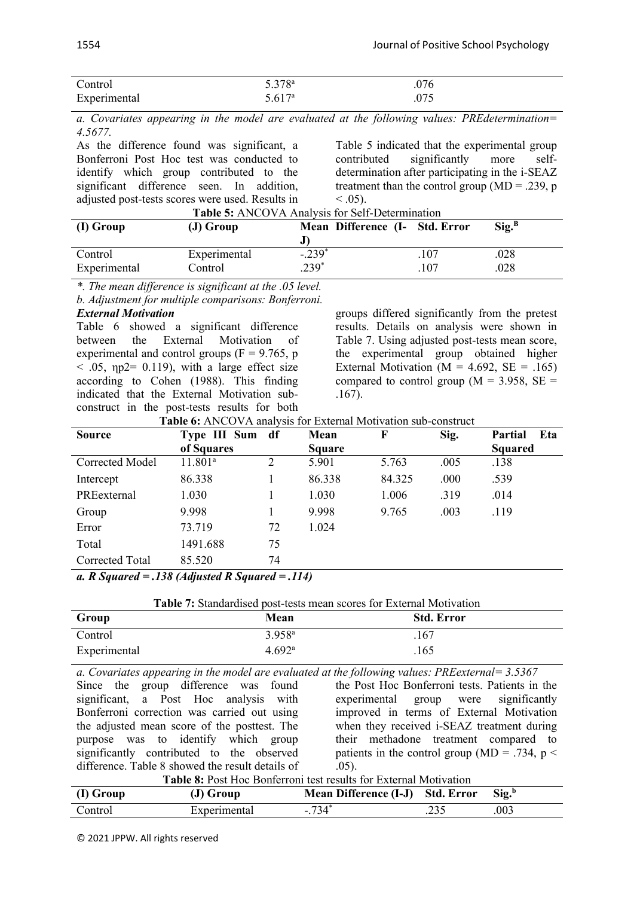| Control | $5.378^a$ | .076 |
|---|---|---|
| Experimental | $5.617^a$ | .075 |

*a. Covariates appearing in the model are evaluated at the following values: PREdetermination= 4.5677.*

As the difference found was significant, a Bonferroni Post Hoc test was conducted to identify which group contributed to the significant difference seen. In addition, adjusted post-tests scores were used. Results in Table 5 indicated that the experimental group contributed significantly more self-determination after participating in the i-SEAZ treatment than the control group (MD = .239, $p < .05$).

**Table 5:** ANCOVA Analysis for Self-Determination

| (I) Group | (J) Group | Mean Difference (I-J) | Std. Error | Sig.[B] |
|---|---|---|---|---|
| Control | Experimental | -.239* | .107 | .028 |
| Experimental | Control | .239* | .107 | .028 |

*\*. The mean difference is significant at the .05 level.*

*b. Adjustment for multiple comparisons: Bonferroni.*

***External Motivation***

Table 6 showed a significant difference between the External Motivation of experimental and control groups ($F = 9.765$, $p < .05$, $\eta p2 = 0.119$), with a large effect size according to Cohen (1988). This finding indicated that the External Motivation sub-construct in the post-tests results for both groups differed significantly from the pretest results. Details on analysis were shown in Table 7. Using adjusted post-tests mean score, the experimental group obtained higher External Motivation (M = 4.692, SE = .165) compared to control group (M = 3.958, SE = .167).

**Table 6:** ANCOVA analysis for External Motivation sub-construct

| Source | Type III Sum of Squares | df | Mean Square | F | Sig. | Partial Eta Squared |
|---|---|---|---|---|---|---|
| Corrected Model | $11.801^a$ | 2 | 5.901 | 5.763 | .005 | .138 |
| Intercept | 86.338 | 1 | 86.338 | 84.325 | .000 | .539 |
| PREexternal | 1.030 | 1 | 1.030 | 1.006 | .319 | .014 |
| Group | 9.998 | 1 | 9.998 | 9.765 | .003 | .119 |
| Error | 73.719 | 72 | 1.024 | | | |
| Total | 1491.688 | 75 | | | | |
| Corrected Total | 85.520 | 74 | | | | |

***a. R Squared = .138 (Adjusted R Squared = .114)***

**Table 7:** Standardised post-tests mean scores for External Motivation

| Group | Mean | Std. Error |
|---|---|---|
| Control | $3.958^a$ | .167 |
| Experimental | $4.692^a$ | .165 |

*a. Covariates appearing in the model are evaluated at the following values: PREexternal= 3.5367*

Since the group difference was found significant, a Post Hoc analysis with Bonferroni correction was carried out using the adjusted mean score of the posttest. The purpose was to identify which group significantly contributed to the observed difference. Table 8 showed the result details of the Post Hoc Bonferroni tests. Patients in the experimental group were significantly improved in terms of External Motivation when they received i-SEAZ treatment during their methadone treatment compared to patients in the control group (MD = .734, $p < .05$).

**Table 8:** Post Hoc Bonferroni test results for External Motivation

| (I) Group | (J) Group | Mean Difference (I-J) | Std. Error | Sig.[b] |
|---|---|---|---|---|
| Control | Experimental | -.734* | .235 | .003 |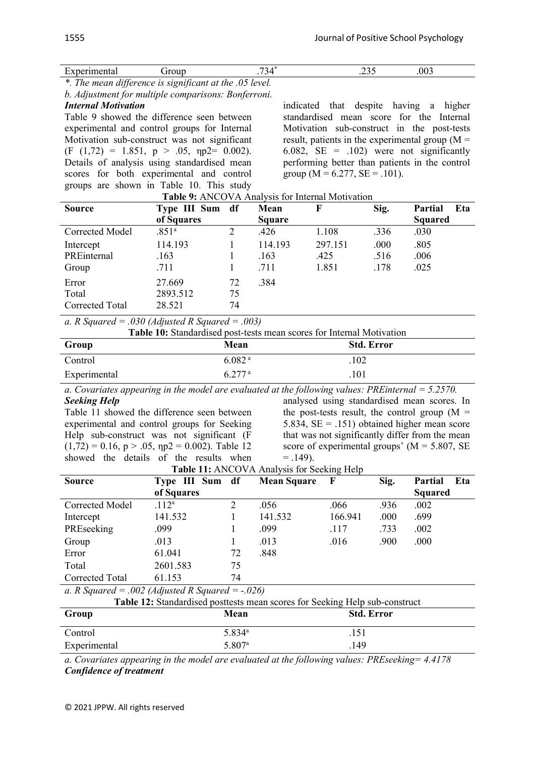| Experimental | Group | .734* | .235 | .003 |
|---|---|---|---|---|

*\*. The mean difference is significant at the .05 level.*

*b. Adjustment for multiple comparisons: Bonferroni.*

***Internal Motivation***

Table 9 showed the difference seen between experimental and control groups for Internal Motivation sub-construct was not significant ($F(1,72) = 1.851$, $p > .05$, $\eta p2 = 0.002$). Details of analysis using standardised mean scores for both experimental and control groups are shown in Table 10. This study indicated that despite having a higher standardised mean score for the Internal Motivation sub-construct in the post-tests result, patients in the experimental group ($M = 6.082$, $SE = .102$) were not significantly performing better than patients in the control group ($M = 6.277$, $SE = .101$).

**Table 9:** ANCOVA Analysis for Internal Motivation

| Source | Type III Sum of Squares | df | Mean Square | F | Sig. | Partial Eta Squared |
|---|---|---|---|---|---|---|
| Corrected Model | .851[a] | 2 | .426 | 1.108 | .336 | .030 |
| Intercept | 114.193 | 1 | 114.193 | 297.151 | .000 | .805 |
| PREinternal | .163 | 1 | .163 | .425 | .516 | .006 |
| Group | .711 | 1 | .711 | 1.851 | .178 | .025 |
| Error | 27.669 | 72 | .384 | | | |
| Total | 2893.512 | 75 | | | | |
| Corrected Total | 28.521 | 74 | | | | |

*a. R Squared = .030 (Adjusted R Squared = .003)*

**Table 10:** Standardised post-tests mean scores for Internal Motivation

| Group | Mean | Std. Error |
|---|---|---|
| Control | 6.082[a] | .102 |
| Experimental | 6.277[a] | .101 |

*a. Covariates appearing in the model are evaluated at the following values: PREinternal = 5.2570.*

***Seeking Help***

Table 11 showed the difference seen between experimental and control groups for Seeking Help sub-construct was not significant ($F(1,72) = 0.16$, $p > .05$, $\eta p2 = 0.002$). Table 12 showed the details of the results when analysed using standardised mean scores. In the post-tests result, the control group ($M = 5.834$, $SE = .151$) obtained higher mean score that was not significantly differ from the mean score of experimental groups' ($M = 5.807$, $SE = .149$).

**Table 11:** ANCOVA Analysis for Seeking Help

| Source | Type III Sum of Squares | df | Mean Square | F | Sig. | Partial Eta Squared |
|---|---|---|---|---|---|---|
| Corrected Model | .112[a] | 2 | .056 | .066 | .936 | .002 |
| Intercept | 141.532 | 1 | 141.532 | 166.941 | .000 | .699 |
| PREseeking | .099 | 1 | .099 | .117 | .733 | .002 |
| Group | .013 | 1 | .013 | .016 | .900 | .000 |
| Error | 61.041 | 72 | .848 | | | |
| Total | 2601.583 | 75 | | | | |
| Corrected Total | 61.153 | 74 | | | | |

*a. R Squared = .002 (Adjusted R Squared = -.026)*

**Table 12:** Standardised posttests mean scores for Seeking Help sub-construct

| Group | Mean | Std. Error |
|---|---|---|
| Control | 5.834[a] | .151 |
| Experimental | 5.807[a] | .149 |

*a. Covariates appearing in the model are evaluated at the following values: PREseeking= 4.4178*

***Confidence of treatment***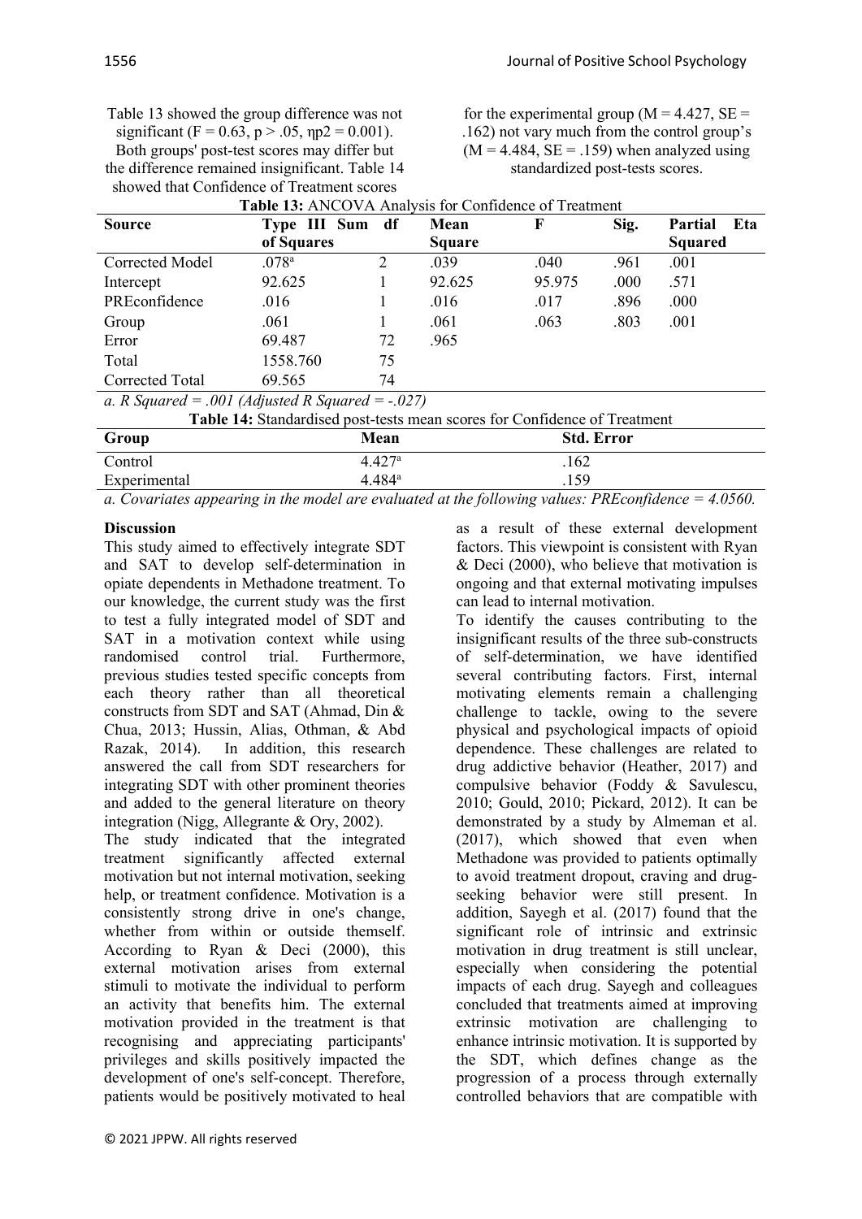Table 13 showed the group difference was not significant ($F = 0.63$, $p > .05$, $\eta p2 = 0.001$). Both groups' post-test scores may differ but the difference remained insignificant. Table 14 showed that Confidence of Treatment scores for the experimental group ($M = 4.427$, $SE = .162$) not vary much from the control group's ($M = 4.484$, $SE = .159$) when analyzed using standardized post-tests scores.

**Table 13:** ANCOVA Analysis for Confidence of Treatment

| Source | Type III Sum of Squares | df | Mean Square | F | Sig. | Partial Eta Squared |
|---|---|---|---|---|---|---|
| Corrected Model | .078[a] | 2 | .039 | .040 | .961 | .001 |
| Intercept | 92.625 | 1 | 92.625 | 95.975 | .000 | .571 |
| PREconfidence | .016 | 1 | .016 | .017 | .896 | .000 |
| Group | .061 | 1 | .061 | .063 | .803 | .001 |
| Error | 69.487 | 72 | .965 | | | |
| Total | 1558.760 | 75 | | | | |
| Corrected Total | 69.565 | 74 | | | | |

*a. R Squared = .001 (Adjusted R Squared = -.027)*

**Table 14:** Standardised post-tests mean scores for Confidence of Treatment

| Group | Mean | Std. Error |
|---|---|---|
| Control | 4.427[a] | .162 |
| Experimental | 4.484[a] | .159 |

*a. Covariates appearing in the model are evaluated at the following values: PREconfidence = 4.0560.*

**Discussion**

This study aimed to effectively integrate SDT and SAT to develop self-determination in opiate dependents in Methadone treatment. To our knowledge, the current study was the first to test a fully integrated model of SDT and SAT in a motivation context while using randomised control trial. Furthermore, previous studies tested specific concepts from each theory rather than all theoretical constructs from SDT and SAT (Ahmad, Din & Chua, 2013; Hussin, Alias, Othman, & Abd Razak, 2014). In addition, this research answered the call from SDT researchers for integrating SDT with other prominent theories and added to the general literature on theory integration (Nigg, Allegrante & Ory, 2002).

The study indicated that the integrated treatment significantly affected external motivation but not internal motivation, seeking help, or treatment confidence. Motivation is a consistently strong drive in one's change, whether from within or outside themself. According to Ryan & Deci (2000), this external motivation arises from external stimuli to motivate the individual to perform an activity that benefits him. The external motivation provided in the treatment is that recognising and appreciating participants' privileges and skills positively impacted the development of one's self-concept. Therefore, patients would be positively motivated to heal as a result of these external development factors. This viewpoint is consistent with Ryan & Deci (2000), who believe that motivation is ongoing and that external motivating impulses can lead to internal motivation.

To identify the causes contributing to the insignificant results of the three sub-constructs of self-determination, we have identified several contributing factors. First, internal motivating elements remain a challenging challenge to tackle, owing to the severe physical and psychological impacts of opioid dependence. These challenges are related to drug addictive behavior (Heather, 2017) and compulsive behavior (Foddy & Savulescu, 2010; Gould, 2010; Pickard, 2012). It can be demonstrated by a study by Almeman et al. (2017), which showed that even when Methadone was provided to patients optimally to avoid treatment dropout, craving and drug-seeking behavior were still present. In addition, Sayegh et al. (2017) found that the significant role of intrinsic and extrinsic motivation in drug treatment is still unclear, especially when considering the potential impacts of each drug. Sayegh and colleagues concluded that treatments aimed at improving extrinsic motivation are challenging to enhance intrinsic motivation. It is supported by the SDT, which defines change as the progression of a process through externally controlled behaviors that are compatible with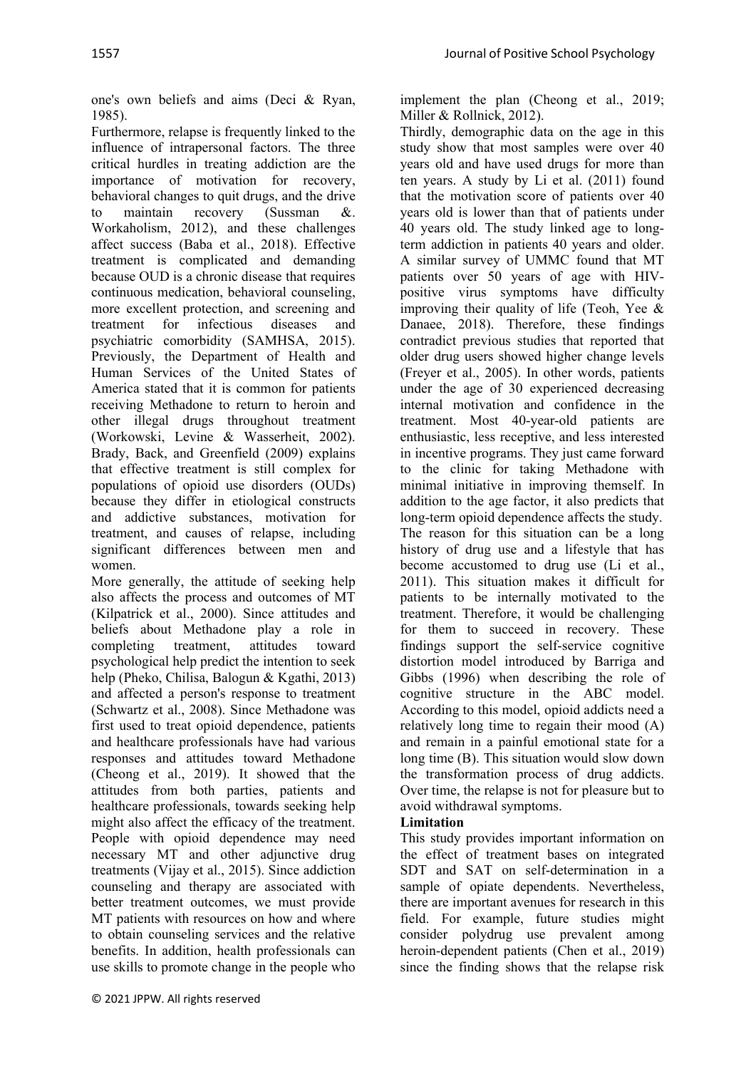one's own beliefs and aims (Deci & Ryan, 1985).

Furthermore, relapse is frequently linked to the influence of intrapersonal factors. The three critical hurdles in treating addiction are the importance of motivation for recovery, behavioral changes to quit drugs, and the drive to maintain recovery (Sussman &. Workaholism, 2012), and these challenges affect success (Baba et al., 2018). Effective treatment is complicated and demanding because OUD is a chronic disease that requires continuous medication, behavioral counseling, more excellent protection, and screening and treatment for infectious diseases and psychiatric comorbidity (SAMHSA, 2015). Previously, the Department of Health and Human Services of the United States of America stated that it is common for patients receiving Methadone to return to heroin and other illegal drugs throughout treatment (Workowski, Levine & Wasserheit, 2002). Brady, Back, and Greenfield (2009) explains that effective treatment is still complex for populations of opioid use disorders (OUDs) because they differ in etiological constructs and addictive substances, motivation for treatment, and causes of relapse, including significant differences between men and women.

More generally, the attitude of seeking help also affects the process and outcomes of MT (Kilpatrick et al., 2000). Since attitudes and beliefs about Methadone play a role in completing treatment, attitudes toward psychological help predict the intention to seek help (Pheko, Chilisa, Balogun & Kgathi, 2013) and affected a person's response to treatment (Schwartz et al., 2008). Since Methadone was first used to treat opioid dependence, patients and healthcare professionals have had various responses and attitudes toward Methadone (Cheong et al., 2019). It showed that the attitudes from both parties, patients and healthcare professionals, towards seeking help might also affect the efficacy of the treatment. People with opioid dependence may need necessary MT and other adjunctive drug treatments (Vijay et al., 2015). Since addiction counseling and therapy are associated with better treatment outcomes, we must provide MT patients with resources on how and where to obtain counseling services and the relative benefits. In addition, health professionals can use skills to promote change in the people who implement the plan (Cheong et al., 2019; Miller & Rollnick, 2012).

Thirdly, demographic data on the age in this study show that most samples were over 40 years old and have used drugs for more than ten years. A study by Li et al. (2011) found that the motivation score of patients over 40 years old is lower than that of patients under 40 years old. The study linked age to long-term addiction in patients 40 years and older. A similar survey of UMMC found that MT patients over 50 years of age with HIV-positive virus symptoms have difficulty improving their quality of life (Teoh, Yee & Danaee, 2018). Therefore, these findings contradict previous studies that reported that older drug users showed higher change levels (Freyer et al., 2005). In other words, patients under the age of 30 experienced decreasing internal motivation and confidence in the treatment. Most 40-year-old patients are enthusiastic, less receptive, and less interested in incentive programs. They just came forward to the clinic for taking Methadone with minimal initiative in improving themself. In addition to the age factor, it also predicts that long-term opioid dependence affects the study. The reason for this situation can be a long history of drug use and a lifestyle that has become accustomed to drug use (Li et al., 2011). This situation makes it difficult for patients to be internally motivated to the treatment. Therefore, it would be challenging for them to succeed in recovery. These findings support the self-service cognitive distortion model introduced by Barriga and Gibbs (1996) when describing the role of cognitive structure in the ABC model. According to this model, opioid addicts need a relatively long time to regain their mood (A) and remain in a painful emotional state for a long time (B). This situation would slow down the transformation process of drug addicts. Over time, the relapse is not for pleasure but to avoid withdrawal symptoms.

**Limitation**

This study provides important information on the effect of treatment bases on integrated SDT and SAT on self-determination in a sample of opiate dependents. Nevertheless, there are important avenues for research in this field. For example, future studies might consider polydrug use prevalent among heroin-dependent patients (Chen et al., 2019) since the finding shows that the relapse risk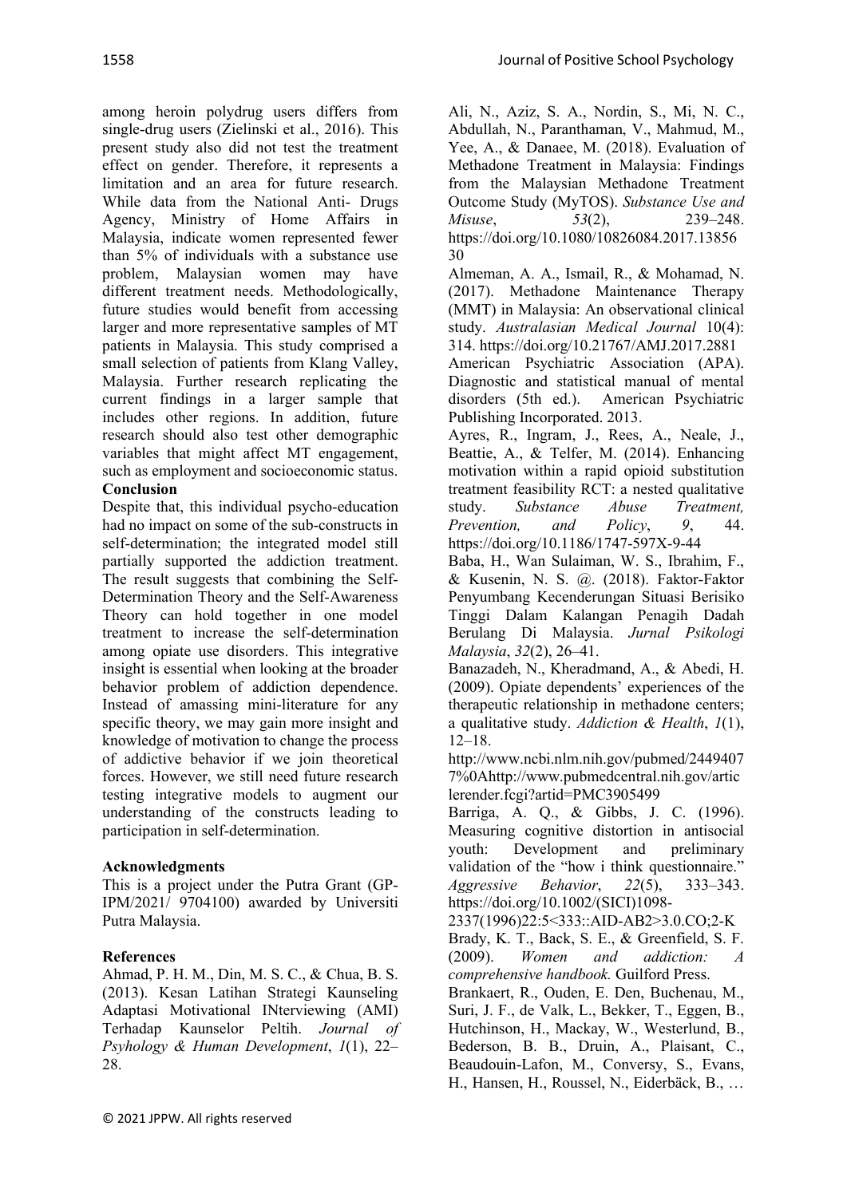among heroin polydrug users differs from single-drug users (Zielinski et al., 2016). This present study also did not test the treatment effect on gender. Therefore, it represents a limitation and an area for future research. While data from the National Anti- Drugs Agency, Ministry of Home Affairs in Malaysia, indicate women represented fewer than 5% of individuals with a substance use problem, Malaysian women may have different treatment needs. Methodologically, future studies would benefit from accessing larger and more representative samples of MT patients in Malaysia. This study comprised a small selection of patients from Klang Valley, Malaysia. Further research replicating the current findings in a larger sample that includes other regions. In addition, future research should also test other demographic variables that might affect MT engagement, such as employment and socioeconomic status.

**Conclusion**

Despite that, this individual psycho-education had no impact on some of the sub-constructs in self-determination; the integrated model still partially supported the addiction treatment. The result suggests that combining the Self-Determination Theory and the Self-Awareness Theory can hold together in one model treatment to increase the self-determination among opiate use disorders. This integrative insight is essential when looking at the broader behavior problem of addiction dependence. Instead of amassing mini-literature for any specific theory, we may gain more insight and knowledge of motivation to change the process of addictive behavior if we join theoretical forces. However, we still need future research testing integrative models to augment our understanding of the constructs leading to participation in self-determination.

**Acknowledgments**

This is a project under the Putra Grant (GP-IPM/2021/ 9704100) awarded by Universiti Putra Malaysia.

**References**

Ahmad, P. H. M., Din, M. S. C., & Chua, B. S. (2013). Kesan Latihan Strategi Kaunseling Adaptasi Motivational INterviewing (AMI) Terhadap Kaunselor Peltih. *Journal of Psyhology & Human Development*, *1*(1), 22–28.

Ali, N., Aziz, S. A., Nordin, S., Mi, N. C., Abdullah, N., Paranthaman, V., Mahmud, M., Yee, A., & Danaee, M. (2018). Evaluation of Methadone Treatment in Malaysia: Findings from the Malaysian Methadone Treatment Outcome Study (MyTOS). *Substance Use and Misuse*, *53*(2), 239–248. https://doi.org/10.1080/10826084.2017.1385630

Almeman, A. A., Ismail, R., & Mohamad, N. (2017). Methadone Maintenance Therapy (MMT) in Malaysia: An observational clinical study. *Australasian Medical Journal* 10(4): 314. https://doi.org/10.21767/AMJ.2017.2881

American Psychiatric Association (APA). Diagnostic and statistical manual of mental disorders (5th ed.). American Psychiatric Publishing Incorporated. 2013.

Ayres, R., Ingram, J., Rees, A., Neale, J., Beattie, A., & Telfer, M. (2014). Enhancing motivation within a rapid opioid substitution treatment feasibility RCT: a nested qualitative study. *Substance Abuse Treatment, Prevention, and Policy*, *9*, 44. https://doi.org/10.1186/1747-597X-9-44

Baba, H., Wan Sulaiman, W. S., Ibrahim, F., & Kusenin, N. S. @. (2018). Faktor-Faktor Penyumbang Kecenderungan Situasi Berisiko Tinggi Dalam Kalangan Penagih Dadah Berulang Di Malaysia. *Jurnal Psikologi Malaysia*, *32*(2), 26–41.

Banazadeh, N., Kheradmand, A., & Abedi, H. (2009). Opiate dependents' experiences of the therapeutic relationship in methadone centers; a qualitative study. *Addiction & Health*, *1*(1), 12–18. http://www.ncbi.nlm.nih.gov/pubmed/24494077%0Ahttp://www.pubmedcentral.nih.gov/articlerender.fcgi?artid=PMC3905499

Barriga, A. Q., & Gibbs, J. C. (1996). Measuring cognitive distortion in antisocial youth: Development and preliminary validation of the "how i think questionnaire." *Aggressive Behavior*, *22*(5), 333–343. https://doi.org/10.1002/(SICI)1098-2337(1996)22:5<333::AID-AB2>3.0.CO;2-K

Brady, K. T., Back, S. E., & Greenfield, S. F. (2009). *Women and addiction: A comprehensive handbook.* Guilford Press.

Brankaert, R., Ouden, E. Den, Buchenau, M., Suri, J. F., de Valk, L., Bekker, T., Eggen, B., Hutchinson, H., Mackay, W., Westerlund, B., Bederson, B. B., Druin, A., Plaisant, C., Beaudouin-Lafon, M., Conversy, S., Evans, H., Hansen, H., Roussel, N., Eiderbäck, B., …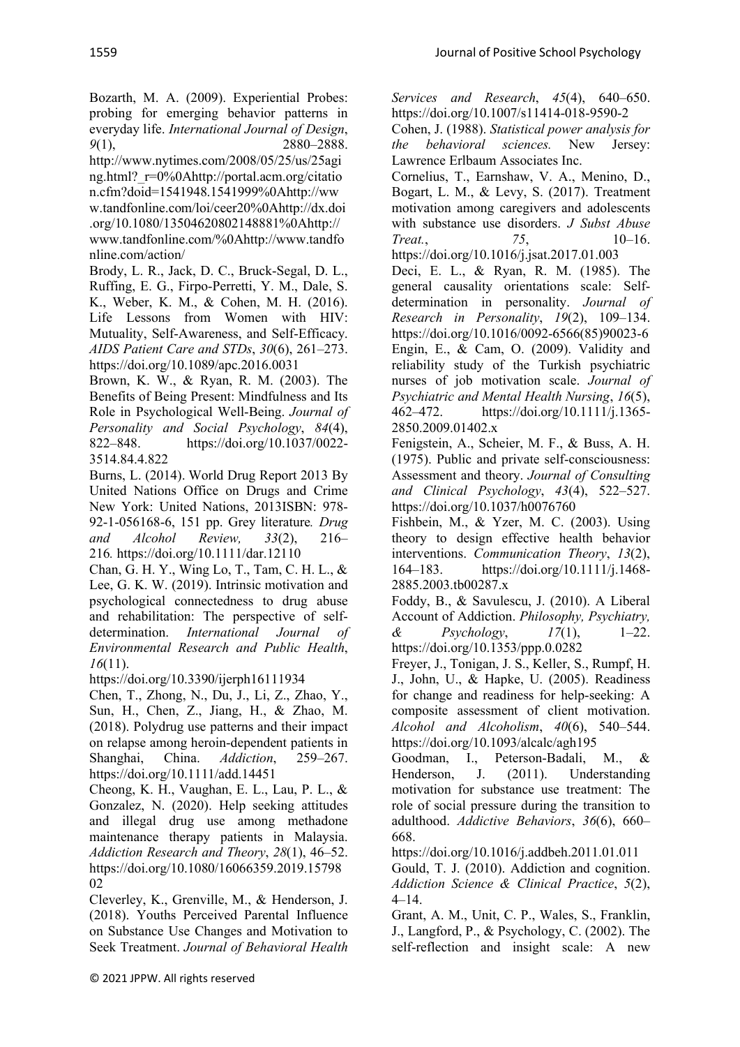Bozarth, M. A. (2009). Experiential Probes: probing for emerging behavior patterns in everyday life. *International Journal of Design*, *9*(1), 2880–2888. http://www.nytimes.com/2008/05/25/us/25aging.html?_r=0%0Ahttp://portal.acm.org/citation.cfm?doid=1541948.1541999%0Ahttp://www.tandfonline.com/loi/ceer20%0Ahttp://dx.doi.org/10.1080/13504620802148881%0Ahttp://www.tandfonline.com/%0Ahttp://www.tandfonline.com/action/

Brody, L. R., Jack, D. C., Bruck-Segal, D. L., Ruffing, E. G., Firpo-Perretti, Y. M., Dale, S. K., Weber, K. M., & Cohen, M. H. (2016). Life Lessons from Women with HIV: Mutuality, Self-Awareness, and Self-Efficacy. *AIDS Patient Care and STDs*, *30*(6), 261–273. https://doi.org/10.1089/apc.2016.0031

Brown, K. W., & Ryan, R. M. (2003). The Benefits of Being Present: Mindfulness and Its Role in Psychological Well-Being. *Journal of Personality and Social Psychology*, *84*(4), 822–848. https://doi.org/10.1037/0022-3514.84.4.822

Burns, L. (2014). World Drug Report 2013 By United Nations Office on Drugs and Crime New York: United Nations, 2013ISBN: 978-92-1-056168-6, 151 pp. Grey literature*. Drug and Alcohol Review, 33*(2), 216–216*.* https://doi.org/10.1111/dar.12110

Chan, G. H. Y., Wing Lo, T., Tam, C. H. L., & Lee, G. K. W. (2019). Intrinsic motivation and psychological connectedness to drug abuse and rehabilitation: The perspective of self-determination. *International Journal of Environmental Research and Public Health*, *16*(11). https://doi.org/10.3390/ijerph16111934

Chen, T., Zhong, N., Du, J., Li, Z., Zhao, Y., Sun, H., Chen, Z., Jiang, H., & Zhao, M. (2018). Polydrug use patterns and their impact on relapse among heroin-dependent patients in Shanghai, China. *Addiction*, 259–267. https://doi.org/10.1111/add.14451

Cheong, K. H., Vaughan, E. L., Lau, P. L., & Gonzalez, N. (2020). Help seeking attitudes and illegal drug use among methadone maintenance therapy patients in Malaysia. *Addiction Research and Theory*, *28*(1), 46–52. https://doi.org/10.1080/16066359.2019.1579802

Cleverley, K., Grenville, M., & Henderson, J. (2018). Youths Perceived Parental Influence on Substance Use Changes and Motivation to Seek Treatment. *Journal of Behavioral Health Services and Research*, *45*(4), 640–650. https://doi.org/10.1007/s11414-018-9590-2

Cohen, J. (1988). *Statistical power analysis for the behavioral sciences.* New Jersey: Lawrence Erlbaum Associates Inc.

Cornelius, T., Earnshaw, V. A., Menino, D., Bogart, L. M., & Levy, S. (2017). Treatment motivation among caregivers and adolescents with substance use disorders. *J Subst Abuse Treat.*, *75*, 10–16. https://doi.org/10.1016/j.jsat.2017.01.003

Deci, E. L., & Ryan, R. M. (1985). The general causality orientations scale: Self-determination in personality. *Journal of Research in Personality*, *19*(2), 109–134. https://doi.org/10.1016/0092-6566(85)90023-6

Engin, E., & Cam, O. (2009). Validity and reliability study of the Turkish psychiatric nurses of job motivation scale. *Journal of Psychiatric and Mental Health Nursing*, *16*(5), 462–472. https://doi.org/10.1111/j.1365-2850.2009.01402.x

Fenigstein, A., Scheier, M. F., & Buss, A. H. (1975). Public and private self-consciousness: Assessment and theory. *Journal of Consulting and Clinical Psychology*, *43*(4), 522–527. https://doi.org/10.1037/h0076760

Fishbein, M., & Yzer, M. C. (2003). Using theory to design effective health behavior interventions. *Communication Theory*, *13*(2), 164–183. https://doi.org/10.1111/j.1468-2885.2003.tb00287.x

Foddy, B., & Savulescu, J. (2010). A Liberal Account of Addiction. *Philosophy, Psychiatry, & Psychology*, *17*(1), 1–22. https://doi.org/10.1353/ppp.0.0282

Freyer, J., Tonigan, J. S., Keller, S., Rumpf, H. J., John, U., & Hapke, U. (2005). Readiness for change and readiness for help-seeking: A composite assessment of client motivation. *Alcohol and Alcoholism*, *40*(6), 540–544. https://doi.org/10.1093/alcalc/agh195

Goodman, I., Peterson-Badali, M., & Henderson, J. (2011). Understanding motivation for substance use treatment: The role of social pressure during the transition to adulthood. *Addictive Behaviors*, *36*(6), 660–668. https://doi.org/10.1016/j.addbeh.2011.01.011

Gould, T. J. (2010). Addiction and cognition. *Addiction Science & Clinical Practice*, *5*(2), 4–14.

Grant, A. M., Unit, C. P., Wales, S., Franklin, J., Langford, P., & Psychology, C. (2002). The self-reflection and insight scale: A new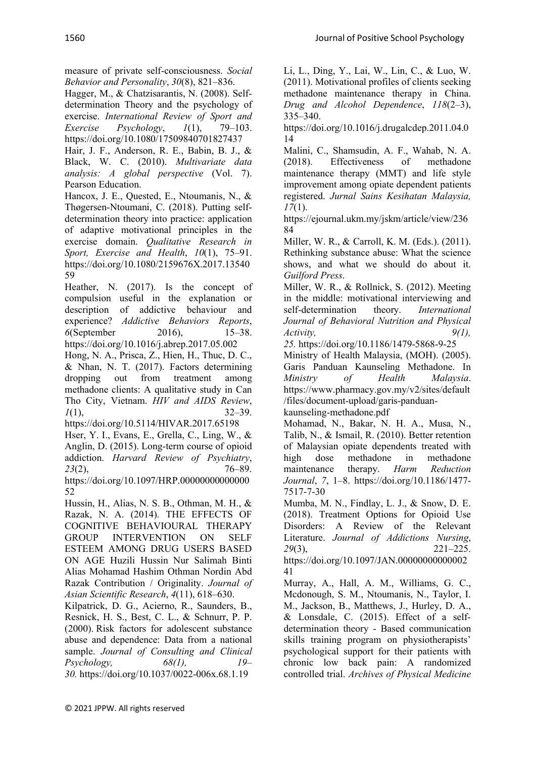measure of private self-consciousness. *Social Behavior and Personality*, *30*(8), 821–836.

Hagger, M., & Chatzisarantis, N. (2008). Self-determination Theory and the psychology of exercise. *International Review of Sport and Exercise Psychology*, *1*(1), 79–103. https://doi.org/10.1080/17509840701827437

Hair, J. F., Anderson, R. E., Babin, B. J., & Black, W. C. (2010). *Multivariate data analysis: A global perspective* (Vol. 7). Pearson Education.

Hancox, J. E., Quested, E., Ntoumanis, N., & Thøgersen-Ntoumani, C. (2018). Putting self-determination theory into practice: application of adaptive motivational principles in the exercise domain. *Qualitative Research in Sport, Exercise and Health*, *10*(1), 75–91. https://doi.org/10.1080/2159676X.2017.1354059

Heather, N. (2017). Is the concept of compulsion useful in the explanation or description of addictive behaviour and experience? *Addictive Behaviors Reports*, *6*(September 2016), 15–38. https://doi.org/10.1016/j.abrep.2017.05.002

Hong, N. A., Prisca, Z., Hien, H., Thuc, D. C., & Nhan, N. T. (2017). Factors determining dropping out from treatment among methadone clients: A qualitative study in Can Tho City, Vietnam. *HIV and AIDS Review*, *1*(1), 32–39. https://doi.org/10.5114/HIVAR.2017.65198

Hser, Y. I., Evans, E., Grella, C., Ling, W., & Anglin, D. (2015). Long-term course of opioid addiction. *Harvard Review of Psychiatry*, *23*(2), 76–89. https://doi.org/10.1097/HRP.0000000000000052

Hussin, H., Alias, N. S. B., Othman, M. H., & Razak, N. A. (2014). THE EFFECTS OF COGNITIVE BEHAVIOURAL THERAPY GROUP INTERVENTION ON SELF ESTEEM AMONG DRUG USERS BASED ON AGE Huzili Hussin Nur Salimah Binti Alias Mohamad Hashim Othman Nordin Abd Razak Contribution / Originality. *Journal of Asian Scientific Research*, *4*(11), 618–630.

Kilpatrick, D. G., Acierno, R., Saunders, B., Resnick, H. S., Best, C. L., & Schnurr, P. P. (2000). Risk factors for adolescent substance abuse and dependence: Data from a national sample. *Journal of Consulting and Clinical Psychology, 68(1), 19–30.* https://doi.org/10.1037/0022-006x.68.1.19

Li, L., Ding, Y., Lai, W., Lin, C., & Luo, W. (2011). Motivational profiles of clients seeking methadone maintenance therapy in China. *Drug and Alcohol Dependence*, *118*(2–3), 335–340. https://doi.org/10.1016/j.drugalcdep.2011.04.014

Malini, C., Shamsudin, A. F., Wahab, N. A. (2018). Effectiveness of methadone maintenance therapy (MMT) and life style improvement among opiate dependent patients registered. *Jurnal Sains Kesihatan Malaysia, 17*(1). https://ejournal.ukm.my/jskm/article/view/23684

Miller, W. R., & Carroll, K. M. (Eds.). (2011). Rethinking substance abuse: What the science shows, and what we should do about it. *Guilford Press*.

Miller, W. R., & Rollnick, S. (2012). Meeting in the middle: motivational interviewing and self-determination theory. *International Journal of Behavioral Nutrition and Physical Activity, 9(1), 25.* https://doi.org/10.1186/1479-5868-9-25

Ministry of Health Malaysia, (MOH). (2005). Garis Panduan Kaunseling Methadone. In *Ministry of Health Malaysia*. https://www.pharmacy.gov.my/v2/sites/default/files/document-upload/garis-panduan-kaunseling-methadone.pdf

Mohamad, N., Bakar, N. H. A., Musa, N., Talib, N., & Ismail, R. (2010). Better retention of Malaysian opiate dependents treated with high dose methadone in methadone maintenance therapy. *Harm Reduction Journal*, *7*, 1–8. https://doi.org/10.1186/1477-7517-7-30

Mumba, M. N., Findlay, L. J., & Snow, D. E. (2018). Treatment Options for Opioid Use Disorders: A Review of the Relevant Literature. *Journal of Addictions Nursing*, *29*(3), 221–225. https://doi.org/10.1097/JAN.0000000000000241

Murray, A., Hall, A. M., Williams, G. C., Mcdonough, S. M., Ntoumanis, N., Taylor, I. M., Jackson, B., Matthews, J., Hurley, D. A., & Lonsdale, C. (2015). Effect of a self-determination theory - Based communication skills training program on physiotherapists' psychological support for their patients with chronic low back pain: A randomized controlled trial. *Archives of Physical Medicine*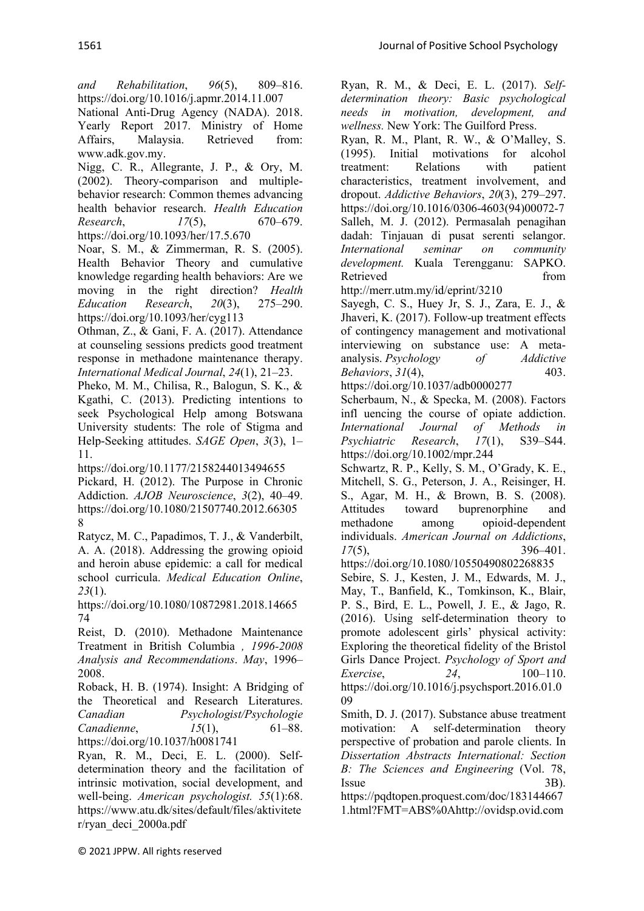*and Rehabilitation*, *96*(5), 809–816. https://doi.org/10.1016/j.apmr.2014.11.007

National Anti-Drug Agency (NADA). 2018. Yearly Report 2017. Ministry of Home Affairs, Malaysia. Retrieved from: www.adk.gov.my.

Nigg, C. R., Allegrante, J. P., & Ory, M. (2002). Theory-comparison and multiple-behavior research: Common themes advancing health behavior research. *Health Education Research*, *17*(5), 670–679. https://doi.org/10.1093/her/17.5.670

Noar, S. M., & Zimmerman, R. S. (2005). Health Behavior Theory and cumulative knowledge regarding health behaviors: Are we moving in the right direction? *Health Education Research*, *20*(3), 275–290. https://doi.org/10.1093/her/cyg113

Othman, Z., & Gani, F. A. (2017). Attendance at counseling sessions predicts good treatment response in methadone maintenance therapy. *International Medical Journal*, *24*(1), 21–23.

Pheko, M. M., Chilisa, R., Balogun, S. K., & Kgathi, C. (2013). Predicting intentions to seek Psychological Help among Botswana University students: The role of Stigma and Help-Seeking attitudes. *SAGE Open*, *3*(3), 1–11.
https://doi.org/10.1177/2158244013494655

Pickard, H. (2012). The Purpose in Chronic Addiction. *AJOB Neuroscience*, *3*(2), 40–49. https://doi.org/10.1080/21507740.2012.663058

Ratycz, M. C., Papadimos, T. J., & Vanderbilt, A. A. (2018). Addressing the growing opioid and heroin abuse epidemic: a call for medical school curricula. *Medical Education Online*, *23*(1).
https://doi.org/10.1080/10872981.2018.1466574

Reist, D. (2010). Methadone Maintenance Treatment in British Columbia *, 1996-2008 Analysis and Recommendations*. *May*, 1996–2008.

Roback, H. B. (1974). Insight: A Bridging of the Theoretical and Research Literatures. *Canadian Psychologist/Psychologie Canadienne*, *15*(1), 61–88. https://doi.org/10.1037/h0081741

Ryan, R. M., Deci, E. L. (2000). Self-determination theory and the facilitation of intrinsic motivation, social development, and well-being. *American psychologist. 55*(1):68. https://www.atu.dk/sites/default/files/aktiviteter/ryan_deci_2000a.pdf

Ryan, R. M., & Deci, E. L. (2017). *Self-determination theory: Basic psychological needs in motivation, development, and wellness.* New York: The Guilford Press.

Ryan, R. M., Plant, R. W., & O'Malley, S. (1995). Initial motivations for alcohol treatment: Relations with patient characteristics, treatment involvement, and dropout. *Addictive Behaviors*, *20*(3), 279–297. https://doi.org/10.1016/0306-4603(94)00072-7

Salleh, M. J. (2012). Permasalah penagihan dadah: Tinjauan di pusat serenti selangor. *International seminar on community development.* Kuala Terengganu: SAPKO. Retrieved from http://merr.utm.my/id/eprint/3210

Sayegh, C. S., Huey Jr, S. J., Zara, E. J., & Jhaveri, K. (2017). Follow-up treatment effects of contingency management and motivational interviewing on substance use: A meta-analysis. *Psychology of Addictive Behaviors*, *31*(4), 403.
https://doi.org/10.1037/adb0000277

Scherbaum, N., & Specka, M. (2008). Factors infl uencing the course of opiate addiction. *International Journal of Methods in Psychiatric Research*, *17*(1), S39–S44. https://doi.org/10.1002/mpr.244

Schwartz, R. P., Kelly, S. M., O'Grady, K. E., Mitchell, S. G., Peterson, J. A., Reisinger, H. S., Agar, M. H., & Brown, B. S. (2008). Attitudes toward buprenorphine and methadone among opioid-dependent individuals. *American Journal on Addictions*, *17*(5), 396–401.
https://doi.org/10.1080/10550490802268835

Sebire, S. J., Kesten, J. M., Edwards, M. J., May, T., Banfield, K., Tomkinson, K., Blair, P. S., Bird, E. L., Powell, J. E., & Jago, R. (2016). Using self-determination theory to promote adolescent girls' physical activity: Exploring the theoretical fidelity of the Bristol Girls Dance Project. *Psychology of Sport and Exercise*, *24*, 100–110. https://doi.org/10.1016/j.psychsport.2016.01.009

Smith, D. J. (2017). Substance abuse treatment motivation: A self-determination theory perspective of probation and parole clients. In *Dissertation Abstracts International: Section B: The Sciences and Engineering* (Vol. 78, Issue 3B).
https://pqdtopen.proquest.com/doc/1831446671.html?FMT=ABS%0Ahttp://ovidsp.ovid.com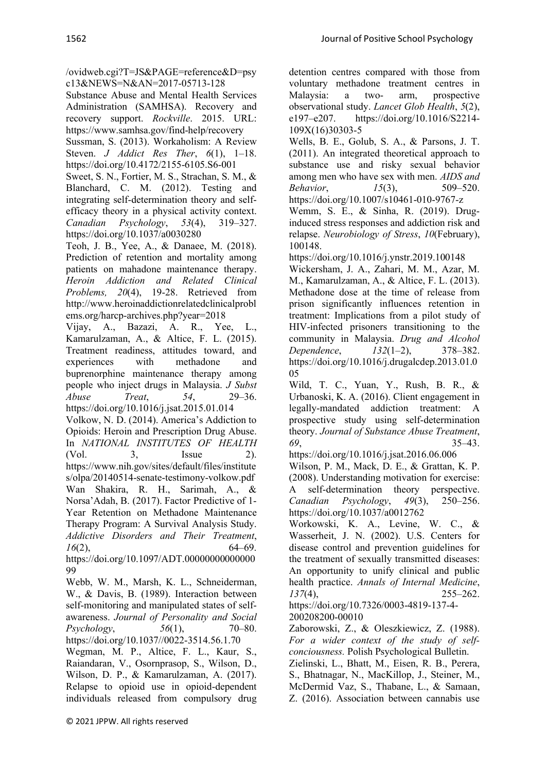/ovidweb.cgi?T=JS&PAGE=reference&D=psyc13&NEWS=N&AN=2017-05713-128

Substance Abuse and Mental Health Services Administration (SAMHSA). Recovery and recovery support. *Rockville*. 2015. URL: https://www.samhsa.gov/find-help/recovery

Sussman, S. (2013). Workaholism: A Review Steven. *J Addict Res Ther*, *6*(1), 1–18. https://doi.org/10.4172/2155-6105.S6-001

Sweet, S. N., Fortier, M. S., Strachan, S. M., & Blanchard, C. M. (2012). Testing and integrating self-determination theory and self-efficacy theory in a physical activity context. *Canadian Psychology*, *53*(4), 319–327. https://doi.org/10.1037/a0030280

Teoh, J. B., Yee, A., & Danaee, M. (2018). Prediction of retention and mortality among patients on mahadone maintenance therapy. *Heroin Addiction and Related Clinical Problems, 20*(4), 19-28. Retrieved from http://www.heroinaddictionrelatedclinicalproblems.org/harcp-archives.php?year=2018

Vijay, A., Bazazi, A. R., Yee, L., Kamarulzaman, A., & Altice, F. L. (2015). Treatment readiness, attitudes toward, and experiences with methadone and buprenorphine maintenance therapy among people who inject drugs in Malaysia. *J Subst Abuse Treat*, *54*, 29–36. https://doi.org/10.1016/j.jsat.2015.01.014

Volkow, N. D. (2014). America's Addiction to Opioids: Heroin and Prescription Drug Abuse. In *NATIONAL INSTITUTES OF HEALTH* (Vol. 3, Issue 2). https://www.nih.gov/sites/default/files/institutes/olpa/20140514-senate-testimony-volkow.pdf

Wan Shakira, R. H., Sarimah, A., & Norsa'Adah, B. (2017). Factor Predictive of 1-Year Retention on Methadone Maintenance Therapy Program: A Survival Analysis Study. *Addictive Disorders and Their Treatment*, *16*(2), 64–69. https://doi.org/10.1097/ADT.0000000000000099

Webb, W. M., Marsh, K. L., Schneiderman, W., & Davis, B. (1989). Interaction between self-monitoring and manipulated states of self-awareness. *Journal of Personality and Social Psychology*, *56*(1), 70–80. https://doi.org/10.1037//0022-3514.56.1.70

Wegman, M. P., Altice, F. L., Kaur, S., Raiandaran, V., Osornprasop, S., Wilson, D., Wilson, D. P., & Kamarulzaman, A. (2017). Relapse to opioid use in opioid-dependent individuals released from compulsory drug detention centres compared with those from voluntary methadone treatment centres in Malaysia: a two- arm, prospective observational study. *Lancet Glob Health*, *5*(2), e197–e207. https://doi.org/10.1016/S2214-109X(16)30303-5

Wells, B. E., Golub, S. A., & Parsons, J. T. (2011). An integrated theoretical approach to substance use and risky sexual behavior among men who have sex with men. *AIDS and Behavior*, *15*(3), 509–520. https://doi.org/10.1007/s10461-010-9767-z

Wemm, S. E., & Sinha, R. (2019). Drug-induced stress responses and addiction risk and relapse. *Neurobiology of Stress*, *10*(February), 100148. https://doi.org/10.1016/j.ynstr.2019.100148

Wickersham, J. A., Zahari, M. M., Azar, M. M., Kamarulzaman, A., & Altice, F. L. (2013). Methadone dose at the time of release from prison significantly influences retention in treatment: Implications from a pilot study of HIV-infected prisoners transitioning to the community in Malaysia. *Drug and Alcohol Dependence*, *132*(1–2), 378–382. https://doi.org/10.1016/j.drugalcdep.2013.01.005

Wild, T. C., Yuan, Y., Rush, B. R., & Urbanoski, K. A. (2016). Client engagement in legally-mandated addiction treatment: A prospective study using self-determination theory. *Journal of Substance Abuse Treatment*, *69*, 35–43. https://doi.org/10.1016/j.jsat.2016.06.006

Wilson, P. M., Mack, D. E., & Grattan, K. P. (2008). Understanding motivation for exercise: A self-determination theory perspective. *Canadian Psychology*, *49*(3), 250–256. https://doi.org/10.1037/a0012762

Workowski, K. A., Levine, W. C., & Wasserheit, J. N. (2002). U.S. Centers for disease control and prevention guidelines for the treatment of sexually transmitted diseases: An opportunity to unify clinical and public health practice. *Annals of Internal Medicine*, *137*(4), 255–262. https://doi.org/10.7326/0003-4819-137-4-200208200-00010

Zaborowski, Z., & Oleszkiewicz, Z. (1988). *For a wider context of the study of self-conciousness.* Polish Psychological Bulletin.

Zielinski, L., Bhatt, M., Eisen, R. B., Perera, S., Bhatnagar, N., MacKillop, J., Steiner, M., McDermid Vaz, S., Thabane, L., & Samaan, Z. (2016). Association between cannabis use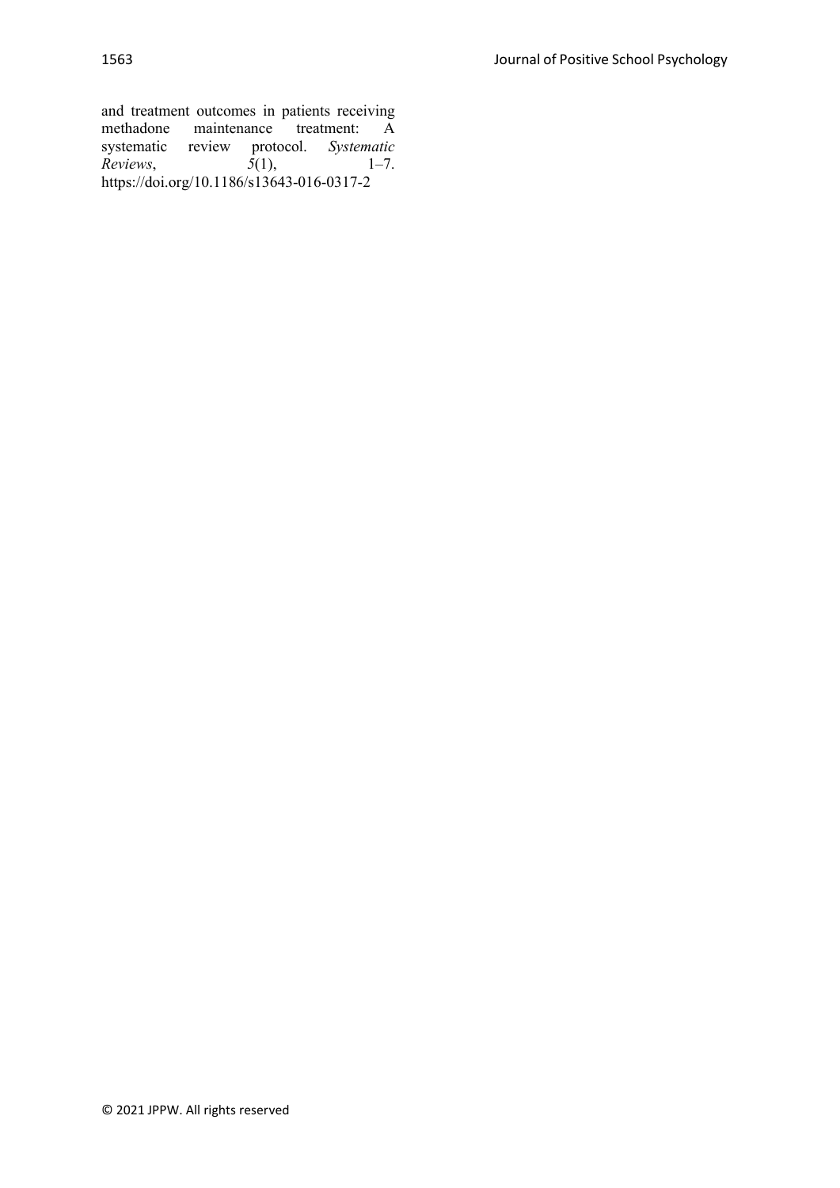and treatment outcomes in patients receiving methadone maintenance treatment: A systematic review protocol. *Systematic Reviews*, *5*(1), 1–7. https://doi.org/10.1186/s13643-016-0317-2